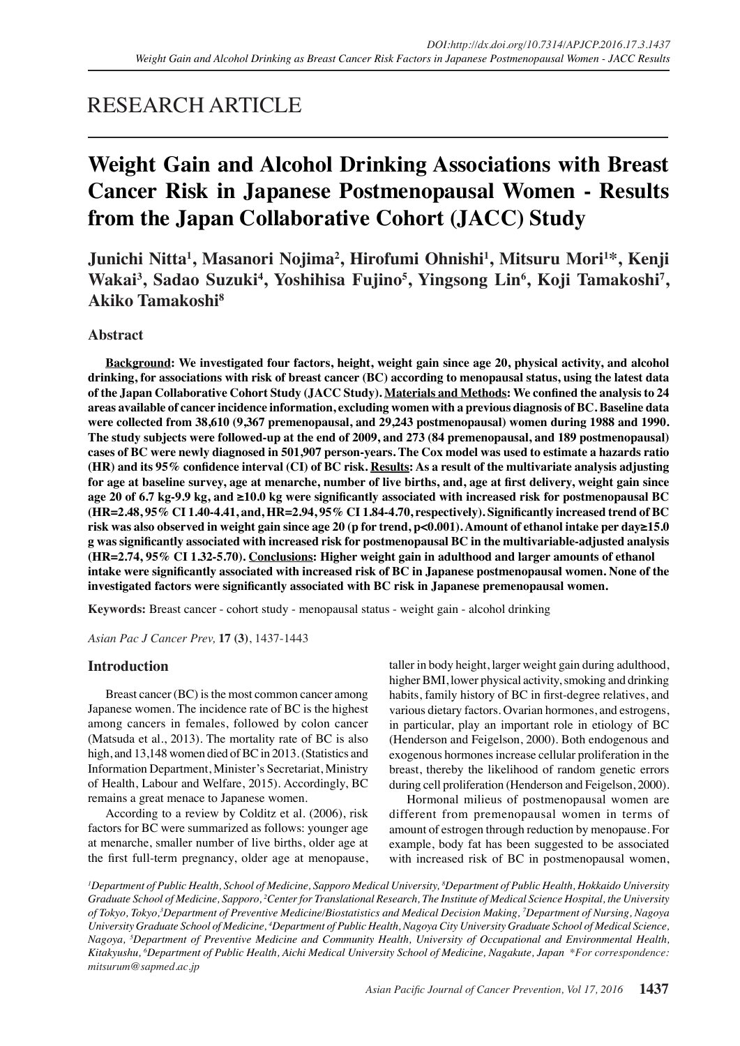RESEARCH ARTICLE

# Weight Gain and Alcohol Drinking Associations with Breast Cancer Risk in Japanese Postmenopausal Women - Results from the Japan Collaborative Cohort (JACC) Study

**Junichi Nitta[1], Masanori Nojima[2], Hirofumi Ohnishi[1], Mitsuru Mori[1]*, Kenji Wakai[3], Sadao Suzuki[4], Yoshihisa Fujino[5], Yingsong Lin[6], Koji Tamakoshi[7], Akiko Tamakoshi[8]**

## Abstract

**Background: We investigated four factors, height, weight gain since age 20, physical activity, and alcohol drinking, for associations with risk of breast cancer (BC) according to menopausal status, using the latest data of the Japan Collaborative Cohort Study (JACC Study). Materials and Methods: We confined the analysis to 24 areas available of cancer incidence information, excluding women with a previous diagnosis of BC. Baseline data were collected from 38,610 (9,367 premenopausal, and 29,243 postmenopausal) women during 1988 and 1990. The study subjects were followed-up at the end of 2009, and 273 (84 premenopausal, and 189 postmenopausal) cases of BC were newly diagnosed in 501,907 person-years. The Cox model was used to estimate a hazards ratio (HR) and its 95% confidence interval (CI) of BC risk. Results: As a result of the multivariate analysis adjusting for age at baseline survey, age at menarche, number of live births, and, age at first delivery, weight gain since age 20 of 6.7 kg-9.9 kg, and ≥10.0 kg were significantly associated with increased risk for postmenopausal BC (HR=2.48, 95% CI 1.40-4.41, and, HR=2.94, 95% CI 1.84-4.70, respectively). Significantly increased trend of BC risk was also observed in weight gain since age 20 (p for trend, p<0.001). Amount of ethanol intake per day≥15.0 g was significantly associated with increased risk for postmenopausal BC in the multivariable-adjusted analysis (HR=2.74, 95% CI 1.32-5.70). Conclusions: Higher weight gain in adulthood and larger amounts of ethanol intake were significantly associated with increased risk of BC in Japanese postmenopausal women. None of the investigated factors were significantly associated with BC risk in Japanese premenopausal women.**

**Keywords:** Breast cancer - cohort study - menopausal status - weight gain - alcohol drinking

## Introduction

Breast cancer (BC) is the most common cancer among Japanese women. The incidence rate of BC is the highest among cancers in females, followed by colon cancer (Matsuda et al., 2013). The mortality rate of BC is also high, and 13,148 women died of BC in 2013. (Statistics and Information Department, Minister's Secretariat, Ministry of Health, Labour and Welfare, 2015). Accordingly, BC remains a great menace to Japanese women.

According to a review by Colditz et al. (2006), risk factors for BC were summarized as follows: younger age at menarche, smaller number of live births, older age at the first full-term pregnancy, older age at menopause, taller in body height, larger weight gain during adulthood, higher BMI, lower physical activity, smoking and drinking habits, family history of BC in first-degree relatives, and various dietary factors. Ovarian hormones, and estrogens, in particular, play an important role in etiology of BC (Henderson and Feigelson, 2000). Both endogenous and exogenous hormones increase cellular proliferation in the breast, thereby the likelihood of random genetic errors during cell proliferation (Henderson and Feigelson, 2000).

Hormonal milieus of postmenopausal women are different from premenopausal women in terms of amount of estrogen through reduction by menopause. For example, body fat has been suggested to be associated with increased risk of BC in postmenopausal women,

[1]Department of Public Health, School of Medicine, Sapporo Medical University, [8]Department of Public Health, Hokkaido University Graduate School of Medicine, Sapporo, [2]Center for Translational Research, The Institute of Medical Science Hospital, the University of Tokyo, Tokyo, [3]Department of Preventive Medicine/Biostatistics and Medical Decision Making, [7]Department of Nursing, Nagoya University Graduate School of Medicine, [4]Department of Public Health, Nagoya City University Graduate School of Medical Science, Nagoya, [5]Department of Preventive Medicine and Community Health, University of Occupational and Environmental Health, Kitakyushu, [6]Department of Public Health, Aichi Medical University School of Medicine, Nagakute, Japan *For correspondence: mitsurum@sapmed.ac.jp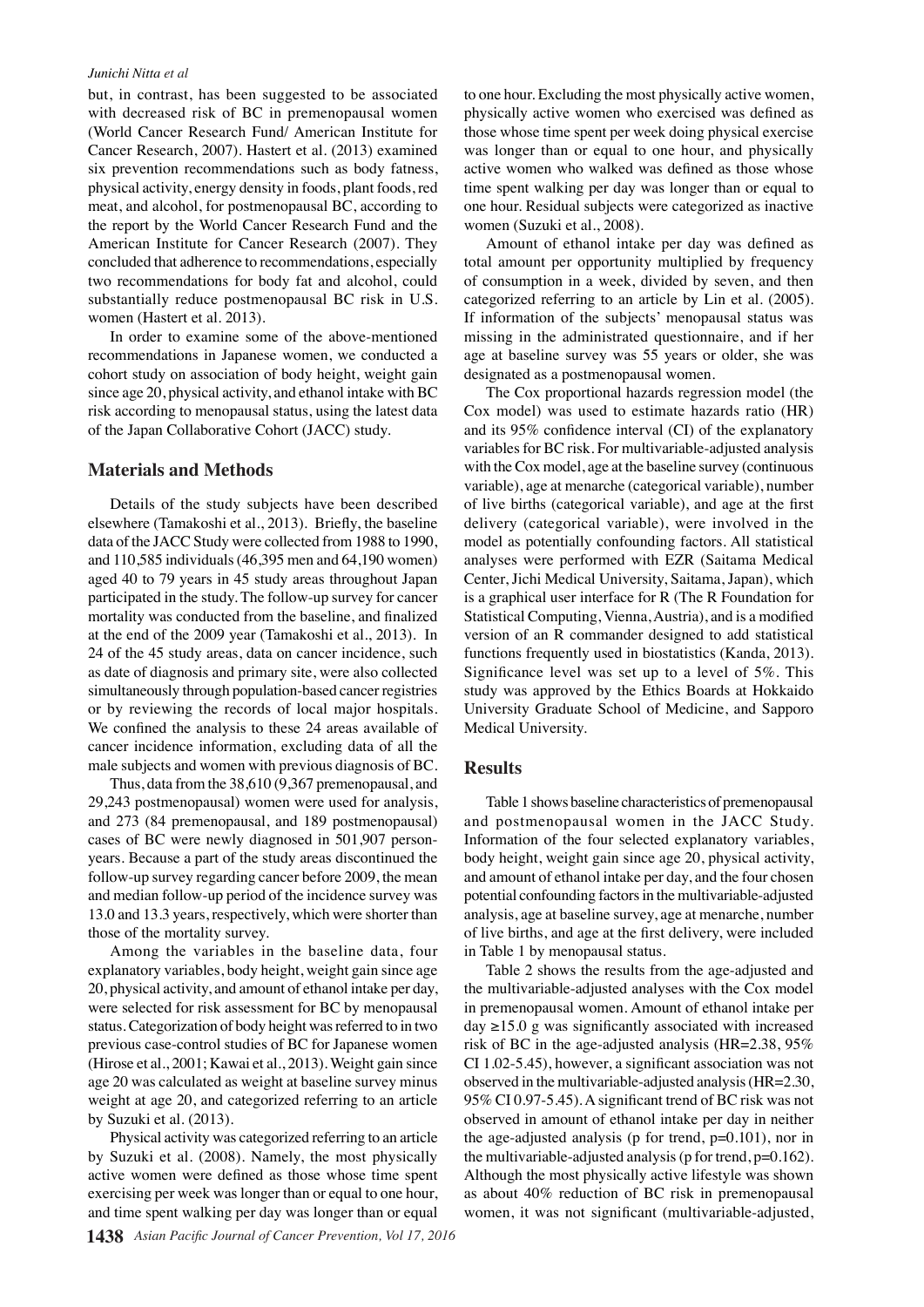but, in contrast, has been suggested to be associated with decreased risk of BC in premenopausal women (World Cancer Research Fund/ American Institute for Cancer Research, 2007). Hastert et al. (2013) examined six prevention recommendations such as body fatness, physical activity, energy density in foods, plant foods, red meat, and alcohol, for postmenopausal BC, according to the report by the World Cancer Research Fund and the American Institute for Cancer Research (2007). They concluded that adherence to recommendations, especially two recommendations for body fat and alcohol, could substantially reduce postmenopausal BC risk in U.S. women (Hastert et al. 2013).

In order to examine some of the above-mentioned recommendations in Japanese women, we conducted a cohort study on association of body height, weight gain since age 20, physical activity, and ethanol intake with BC risk according to menopausal status, using the latest data of the Japan Collaborative Cohort (JACC) study.

## Materials and Methods

Details of the study subjects have been described elsewhere (Tamakoshi et al., 2013). Briefly, the baseline data of the JACC Study were collected from 1988 to 1990, and 110,585 individuals (46,395 men and 64,190 women) aged 40 to 79 years in 45 study areas throughout Japan participated in the study. The follow-up survey for cancer mortality was conducted from the baseline, and finalized at the end of the 2009 year (Tamakoshi et al., 2013). In 24 of the 45 study areas, data on cancer incidence, such as date of diagnosis and primary site, were also collected simultaneously through population-based cancer registries or by reviewing the records of local major hospitals. We confined the analysis to these 24 areas available of cancer incidence information, excluding data of all the male subjects and women with previous diagnosis of BC.

Thus, data from the 38,610 (9,367 premenopausal, and 29,243 postmenopausal) women were used for analysis, and 273 (84 premenopausal, and 189 postmenopausal) cases of BC were newly diagnosed in 501,907 person-years. Because a part of the study areas discontinued the follow-up survey regarding cancer before 2009, the mean and median follow-up period of the incidence survey was 13.0 and 13.3 years, respectively, which were shorter than those of the mortality survey.

Among the variables in the baseline data, four explanatory variables, body height, weight gain since age 20, physical activity, and amount of ethanol intake per day, were selected for risk assessment for BC by menopausal status. Categorization of body height was referred to in two previous case-control studies of BC for Japanese women (Hirose et al., 2001; Kawai et al., 2013). Weight gain since age 20 was calculated as weight at baseline survey minus weight at age 20, and categorized referring to an article by Suzuki et al. (2013).

Physical activity was categorized referring to an article by Suzuki et al. (2008). Namely, the most physically active women were defined as those whose time spent exercising per week was longer than or equal to one hour, and time spent walking per day was longer than or equal to one hour. Excluding the most physically active women, physically active women who exercised was defined as those whose time spent per week doing physical exercise was longer than or equal to one hour, and physically active women who walked was defined as those whose time spent walking per day was longer than or equal to one hour. Residual subjects were categorized as inactive women (Suzuki et al., 2008).

Amount of ethanol intake per day was defined as total amount per opportunity multiplied by frequency of consumption in a week, divided by seven, and then categorized referring to an article by Lin et al. (2005). If information of the subjects' menopausal status was missing in the administrated questionnaire, and if her age at baseline survey was 55 years or older, she was designated as a postmenopausal women.

The Cox proportional hazards regression model (the Cox model) was used to estimate hazards ratio (HR) and its 95% confidence interval (CI) of the explanatory variables for BC risk. For multivariable-adjusted analysis with the Cox model, age at the baseline survey (continuous variable), age at menarche (categorical variable), number of live births (categorical variable), and age at the first delivery (categorical variable), were involved in the model as potentially confounding factors. All statistical analyses were performed with EZR (Saitama Medical Center, Jichi Medical University, Saitama, Japan), which is a graphical user interface for R (The R Foundation for Statistical Computing, Vienna, Austria), and is a modified version of an R commander designed to add statistical functions frequently used in biostatistics (Kanda, 2013). Significance level was set up to a level of 5%. This study was approved by the Ethics Boards at Hokkaido University Graduate School of Medicine, and Sapporo Medical University.

## Results

Table 1 shows baseline characteristics of premenopausal and postmenopausal women in the JACC Study. Information of the four selected explanatory variables, body height, weight gain since age 20, physical activity, and amount of ethanol intake per day, and the four chosen potential confounding factors in the multivariable-adjusted analysis, age at baseline survey, age at menarche, number of live births, and age at the first delivery, were included in Table 1 by menopausal status.

Table 2 shows the results from the age-adjusted and the multivariable-adjusted analyses with the Cox model in premenopausal women. Amount of ethanol intake per day ≥15.0 g was significantly associated with increased risk of BC in the age-adjusted analysis (HR=2.38, 95% CI 1.02-5.45), however, a significant association was not observed in the multivariable-adjusted analysis (HR=2.30, 95% CI 0.97-5.45). A significant trend of BC risk was not observed in amount of ethanol intake per day in neither the age-adjusted analysis (p for trend, p=0.101), nor in the multivariable-adjusted analysis (p for trend, p=0.162). Although the most physically active lifestyle was shown as about 40% reduction of BC risk in premenopausal women, it was not significant (multivariable-adjusted,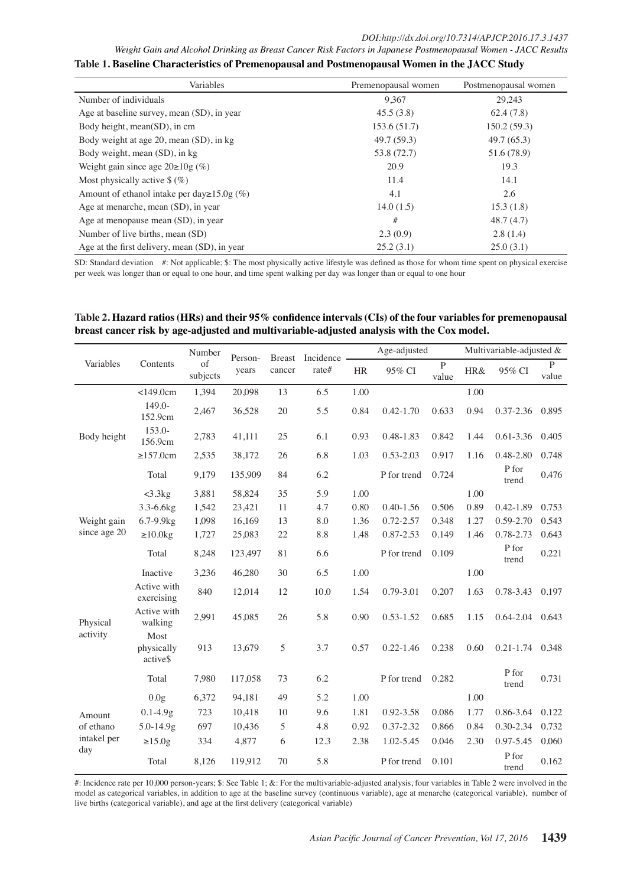**Table 1. Baseline Characteristics of Premenopausal and Postmenopausal Women in the JACC Study**

| Variables | Premenopausal women | Postmenopausal women |
|---|---|---|
| Number of individuals | 9,367 | 29,243 |
| Age at baseline survey, mean (SD), in year | 45.5 (3.8) | 62.4 (7.8) |
| Body height, mean(SD), in cm | 153.6 (51.7) | 150.2 (59.3) |
| Body weight at age 20, mean (SD), in kg | 49.7 (59.3) | 49.7 (65.3) |
| Body weight, mean (SD), in kg | 53.8 (72.7) | 51.6 (78.9) |
| Weight gain since age 20≥10g (%) | 20.9 | 19.3 |
| Most physically active $ (%) | 11.4 | 14.1 |
| Amount of ethanol intake per day≥15.0g (%) | 4.1 | 2.6 |
| Age at menarche, mean (SD), in year | 14.0 (1.5) | 15.3 (1.8) |
| Age at menopause mean (SD), in year | # | 48.7 (4.7) |
| Number of live births, mean (SD) | 2.3 (0.9) | 2.8 (1.4) |
| Age at the first delivery, mean (SD), in year | 25.2 (3.1) | 25.0 (3.1) |

SD: Standard deviation #: Not applicable; $: The most physically active lifestyle was defined as those for whom time spent on physical exercise per week was longer than or equal to one hour, and time spent walking per day was longer than or equal to one hour

**Table 2. Hazard ratios (HRs) and their 95% confidence intervals (CIs) of the four variables for premenopausal breast cancer risk by age-adjusted and multivariable-adjusted analysis with the Cox model.**

| Variables | Contents | Number of subjects | Person-years | Breast cancer | Incidence rate# | Age-adjusted | | | Multivariable-adjusted & | | |
|---|---|---|---|---|---|---|---|---|---|---|---|
| | | | | | | HR | 95% CI | P value | HR& | 95% CI | P value |
| Body height | <149.0cm | 1,394 | 20,098 | 13 | 6.5 | 1.00 | | | 1.00 | | |
| | 149.0-152.9cm | 2,467 | 36,528 | 20 | 5.5 | 0.84 | 0.42-1.70 | 0.633 | 0.94 | 0.37-2.36 | 0.895 |
| | 153.0-156.9cm | 2,783 | 41,111 | 25 | 6.1 | 0.93 | 0.48-1.83 | 0.842 | 1.44 | 0.61-3.36 | 0.405 |
| | ≥157.0cm | 2,535 | 38,172 | 26 | 6.8 | 1.03 | 0.53-2.03 | 0.917 | 1.16 | 0.48-2.80 | 0.748 |
| | Total | 9,179 | 135,909 | 84 | 6.2 | | P for trend | 0.724 | | P for trend | 0.476 |
| Weight gain since age 20 | <3.3kg | 3,881 | 58,824 | 35 | 5.9 | 1.00 | | | 1.00 | | |
| | 3.3-6.6kg | 1,542 | 23,421 | 11 | 4.7 | 0.80 | 0.40-1.56 | 0.506 | 0.89 | 0.42-1.89 | 0.753 |
| | 6.7-9.9kg | 1,098 | 16,169 | 13 | 8.0 | 1.36 | 0.72-2.57 | 0.348 | 1.27 | 0.59-2.70 | 0.543 |
| | ≥10.0kg | 1,727 | 25,083 | 22 | 8.8 | 1.48 | 0.87-2.53 | 0.149 | 1.46 | 0.78-2.73 | 0.643 |
| | Total | 8,248 | 123,497 | 81 | 6.6 | | P for trend | 0.109 | | P for trend | 0.221 |
| Physical activity | Inactive | 3,236 | 46,280 | 30 | 6.5 | 1.00 | | | 1.00 | | |
| | Active with exercising | 840 | 12,014 | 12 | 10.0 | 1.54 | 0.79-3.01 | 0.207 | 1.63 | 0.78-3.43 | 0.197 |
| | Active with walking | 2,991 | 45,085 | 26 | 5.8 | 0.90 | 0.53-1.52 | 0.685 | 1.15 | 0.64-2.04 | 0.643 |
| | Most physically active$ | 913 | 13,679 | 5 | 3.7 | 0.57 | 0.22-1.46 | 0.238 | 0.60 | 0.21-1.74 | 0.348 |
| | Total | 7,980 | 117,058 | 73 | 6.2 | | P for trend | 0.282 | | P for trend | 0.731 |
| Amount of ethano intakel per day | 0.0g | 6,372 | 94,181 | 49 | 5.2 | 1.00 | | | 1.00 | | |
| | 0.1-4.9g | 723 | 10,418 | 10 | 9.6 | 1.81 | 0.92-3.58 | 0.086 | 1.77 | 0.86-3.64 | 0.122 |
| | 5.0-14.9g | 697 | 10,436 | 5 | 4.8 | 0.92 | 0.37-2.32 | 0.866 | 0.84 | 0.30-2.34 | 0.732 |
| | ≥15.0g | 334 | 4,877 | 6 | 12.3 | 2.38 | 1.02-5.45 | 0.046 | 2.30 | 0.97-5.45 | 0.060 |
| | Total | 8,126 | 119,912 | 70 | 5.8 | | P for trend | 0.101 | | P for trend | 0.162 |

#: Incidence rate per 10,000 person-years; $: See Table 1; &: For the multivariable-adjusted analysis, four variables in Table 2 were involved in the model as categorical variables, in addition to age at the baseline survey (continuous variable), age at menarche (categorical variable), number of live births (categorical variable), and age at the first delivery (categorical variable)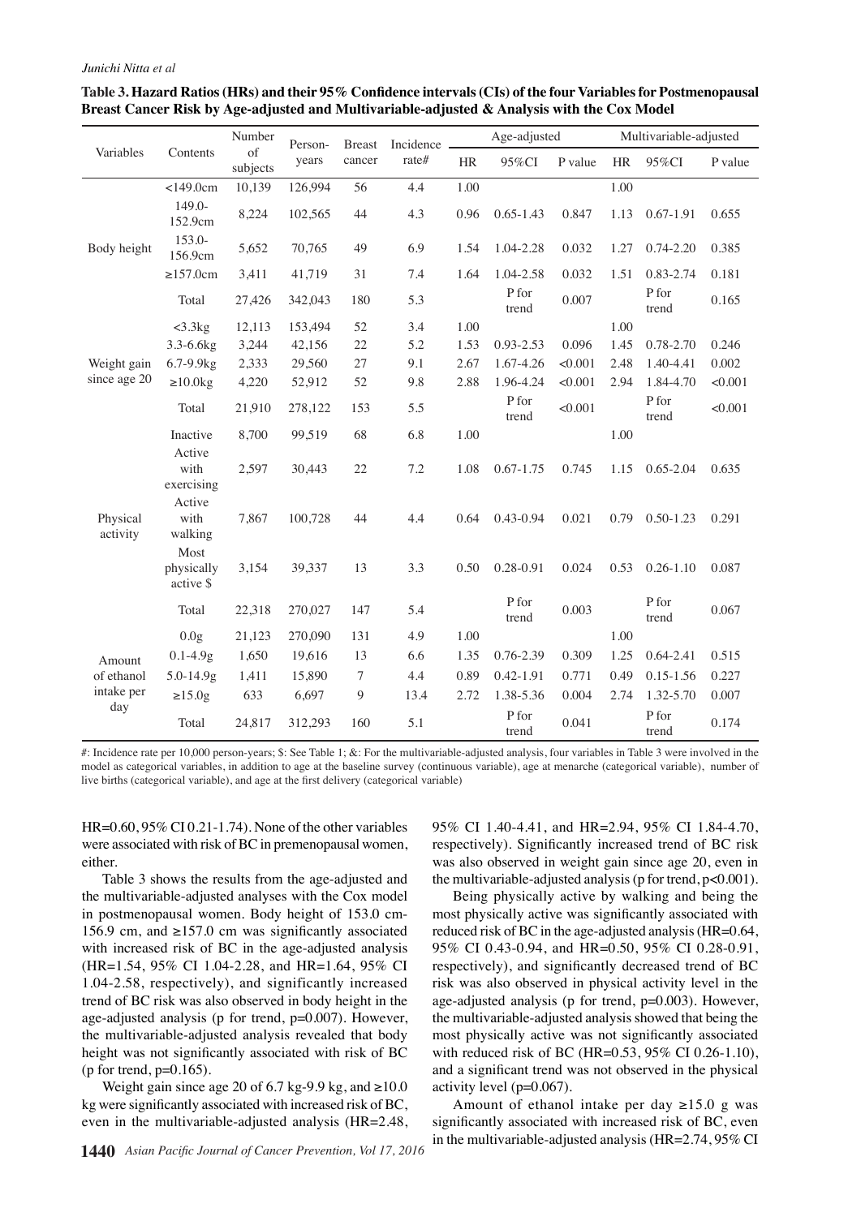**Table 3. Hazard Ratios (HRs) and their 95% Confidence intervals (CIs) of the four Variables for Postmenopausal Breast Cancer Risk by Age-adjusted and Multivariable-adjusted & Analysis with the Cox Model**

| Variables | Contents | Number of subjects | Person-years | Breast cancer | Incidence rate# | Age-adjusted | | | Multivariable-adjusted | | |
|---|---|---|---|---|---|---|---|---|---|---|---|
| | | | | | | HR | 95%CI | P value | HR | 95%CI | P value |
| Body height | <149.0cm | 10,139 | 126,994 | 56 | 4.4 | 1.00 | | | 1.00 | | |
| | 149.0-152.9cm | 8,224 | 102,565 | 44 | 4.3 | 0.96 | 0.65-1.43 | 0.847 | 1.13 | 0.67-1.91 | 0.655 |
| | 153.0-156.9cm | 5,652 | 70,765 | 49 | 6.9 | 1.54 | 1.04-2.28 | 0.032 | 1.27 | 0.74-2.20 | 0.385 |
| | ≥157.0cm | 3,411 | 41,719 | 31 | 7.4 | 1.64 | 1.04-2.58 | 0.032 | 1.51 | 0.83-2.74 | 0.181 |
| | Total | 27,426 | 342,043 | 180 | 5.3 | | P for trend | 0.007 | | P for trend | 0.165 |
| Weight gain since age 20 | <3.3kg | 12,113 | 153,494 | 52 | 3.4 | 1.00 | | | 1.00 | | |
| | 3.3-6.6kg | 3,244 | 42,156 | 22 | 5.2 | 1.53 | 0.93-2.53 | 0.096 | 1.45 | 0.78-2.70 | 0.246 |
| | 6.7-9.9kg | 2,333 | 29,560 | 27 | 9.1 | 2.67 | 1.67-4.26 | <0.001 | 2.48 | 1.40-4.41 | 0.002 |
| | ≥10.0kg | 4,220 | 52,912 | 52 | 9.8 | 2.88 | 1.96-4.24 | <0.001 | 2.94 | 1.84-4.70 | <0.001 |
| | Total | 21,910 | 278,122 | 153 | 5.5 | | P for trend | <0.001 | | P for trend | <0.001 |
| Physical activity | Inactive | 8,700 | 99,519 | 68 | 6.8 | 1.00 | | | 1.00 | | |
| | Active with exercising | 2,597 | 30,443 | 22 | 7.2 | 1.08 | 0.67-1.75 | 0.745 | 1.15 | 0.65-2.04 | 0.635 |
| | Active with walking | 7,867 | 100,728 | 44 | 4.4 | 0.64 | 0.43-0.94 | 0.021 | 0.79 | 0.50-1.23 | 0.291 |
| | Most physically active $ | 3,154 | 39,337 | 13 | 3.3 | 0.50 | 0.28-0.91 | 0.024 | 0.53 | 0.26-1.10 | 0.087 |
| | Total | 22,318 | 270,027 | 147 | 5.4 | | P for trend | 0.003 | | P for trend | 0.067 |
| Amount of ethanol intake per day | 0.0g | 21,123 | 270,090 | 131 | 4.9 | 1.00 | | | 1.00 | | |
| | 0.1-4.9g | 1,650 | 19,616 | 13 | 6.6 | 1.35 | 0.76-2.39 | 0.309 | 1.25 | 0.64-2.41 | 0.515 |
| | 5.0-14.9g | 1,411 | 15,890 | 7 | 4.4 | 0.89 | 0.42-1.91 | 0.771 | 0.49 | 0.15-1.56 | 0.227 |
| | ≥15.0g | 633 | 6,697 | 9 | 13.4 | 2.72 | 1.38-5.36 | 0.004 | 2.74 | 1.32-5.70 | 0.007 |
| | Total | 24,817 | 312,293 | 160 | 5.1 | | P for trend | 0.041 | | P for trend | 0.174 |

#: Incidence rate per 10,000 person-years; $: See Table 1; &: For the multivariable-adjusted analysis, four variables in Table 3 were involved in the model as categorical variables, in addition to age at the baseline survey (continuous variable), age at menarche (categorical variable), number of live births (categorical variable), and age at the first delivery (categorical variable)

HR=0.60, 95% CI 0.21-1.74). None of the other variables were associated with risk of BC in premenopausal women, either.

Table 3 shows the results from the age-adjusted and the multivariable-adjusted analyses with the Cox model in postmenopausal women. Body height of 153.0 cm-156.9 cm, and ≥157.0 cm was significantly associated with increased risk of BC in the age-adjusted analysis (HR=1.54, 95% CI 1.04-2.28, and HR=1.64, 95% CI 1.04-2.58, respectively), and significantly increased trend of BC risk was also observed in body height in the age-adjusted analysis (p for trend, p=0.007). However, the multivariable-adjusted analysis revealed that body height was not significantly associated with risk of BC (p for trend, p=0.165).

Weight gain since age 20 of 6.7 kg-9.9 kg, and ≥10.0 kg were significantly associated with increased risk of BC, even in the multivariable-adjusted analysis (HR=2.48, 95% CI 1.40-4.41, and HR=2.94, 95% CI 1.84-4.70, respectively). Significantly increased trend of BC risk was also observed in weight gain since age 20, even in the multivariable-adjusted analysis (p for trend, p<0.001).

Being physically active by walking and being the most physically active was significantly associated with reduced risk of BC in the age-adjusted analysis (HR=0.64, 95% CI 0.43-0.94, and HR=0.50, 95% CI 0.28-0.91, respectively), and significantly decreased trend of BC risk was also observed in physical activity level in the age-adjusted analysis (p for trend, p=0.003). However, the multivariable-adjusted analysis showed that being the most physically active was not significantly associated with reduced risk of BC (HR=0.53, 95% CI 0.26-1.10), and a significant trend was not observed in the physical activity level (p=0.067).

Amount of ethanol intake per day ≥15.0 g was significantly associated with increased risk of BC, even in the multivariable-adjusted analysis (HR=2.74, 95% CI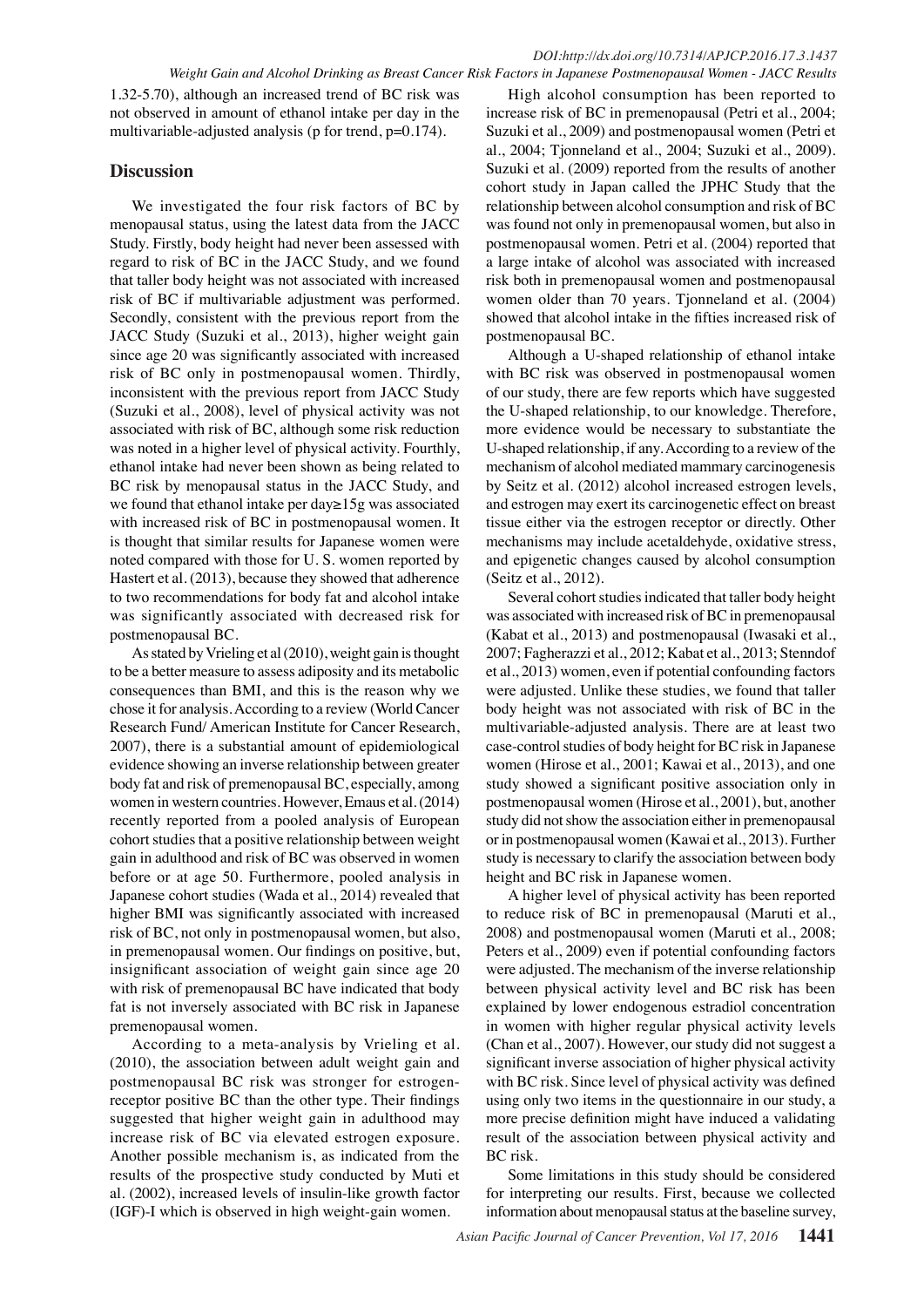1.32-5.70), although an increased trend of BC risk was not observed in amount of ethanol intake per day in the multivariable-adjusted analysis (p for trend, p=0.174).

## Discussion

We investigated the four risk factors of BC by menopausal status, using the latest data from the JACC Study. Firstly, body height had never been assessed with regard to risk of BC in the JACC Study, and we found that taller body height was not associated with increased risk of BC if multivariable adjustment was performed. Secondly, consistent with the previous report from the JACC Study (Suzuki et al., 2013), higher weight gain since age 20 was significantly associated with increased risk of BC only in postmenopausal women. Thirdly, inconsistent with the previous report from JACC Study (Suzuki et al., 2008), level of physical activity was not associated with risk of BC, although some risk reduction was noted in a higher level of physical activity. Fourthly, ethanol intake had never been shown as being related to BC risk by menopausal status in the JACC Study, and we found that ethanol intake per day≥15g was associated with increased risk of BC in postmenopausal women. It is thought that similar results for Japanese women were noted compared with those for U. S. women reported by Hastert et al. (2013), because they showed that adherence to two recommendations for body fat and alcohol intake was significantly associated with decreased risk for postmenopausal BC.

As stated by Vrieling et al (2010), weight gain is thought to be a better measure to assess adiposity and its metabolic consequences than BMI, and this is the reason why we chose it for analysis. According to a review (World Cancer Research Fund/ American Institute for Cancer Research, 2007), there is a substantial amount of epidemiological evidence showing an inverse relationship between greater body fat and risk of premenopausal BC, especially, among women in western countries. However, Emaus et al. (2014) recently reported from a pooled analysis of European cohort studies that a positive relationship between weight gain in adulthood and risk of BC was observed in women before or at age 50. Furthermore, pooled analysis in Japanese cohort studies (Wada et al., 2014) revealed that higher BMI was significantly associated with increased risk of BC, not only in postmenopausal women, but also, in premenopausal women. Our findings on positive, but, insignificant association of weight gain since age 20 with risk of premenopausal BC have indicated that body fat is not inversely associated with BC risk in Japanese premenopausal women.

According to a meta-analysis by Vrieling et al. (2010), the association between adult weight gain and postmenopausal BC risk was stronger for estrogen-receptor positive BC than the other type. Their findings suggested that higher weight gain in adulthood may increase risk of BC via elevated estrogen exposure. Another possible mechanism is, as indicated from the results of the prospective study conducted by Muti et al. (2002), increased levels of insulin-like growth factor (IGF)-I which is observed in high weight-gain women.

High alcohol consumption has been reported to increase risk of BC in premenopausal (Petri et al., 2004; Suzuki et al., 2009) and postmenopausal women (Petri et al., 2004; Tjonneland et al., 2004; Suzuki et al., 2009). Suzuki et al. (2009) reported from the results of another cohort study in Japan called the JPHC Study that the relationship between alcohol consumption and risk of BC was found not only in premenopausal women, but also in postmenopausal women. Petri et al. (2004) reported that a large intake of alcohol was associated with increased risk both in premenopausal women and postmenopausal women older than 70 years. Tjonneland et al. (2004) showed that alcohol intake in the fifties increased risk of postmenopausal BC.

Although a U-shaped relationship of ethanol intake with BC risk was observed in postmenopausal women of our study, there are few reports which have suggested the U-shaped relationship, to our knowledge. Therefore, more evidence would be necessary to substantiate the U-shaped relationship, if any. According to a review of the mechanism of alcohol mediated mammary carcinogenesis by Seitz et al. (2012) alcohol increased estrogen levels, and estrogen may exert its carcinogenetic effect on breast tissue either via the estrogen receptor or directly. Other mechanisms may include acetaldehyde, oxidative stress, and epigenetic changes caused by alcohol consumption (Seitz et al., 2012).

Several cohort studies indicated that taller body height was associated with increased risk of BC in premenopausal (Kabat et al., 2013) and postmenopausal (Iwasaki et al., 2007; Fagherazzi et al., 2012; Kabat et al., 2013; Stenndof et al., 2013) women, even if potential confounding factors were adjusted. Unlike these studies, we found that taller body height was not associated with risk of BC in the multivariable-adjusted analysis. There are at least two case-control studies of body height for BC risk in Japanese women (Hirose et al., 2001; Kawai et al., 2013), and one study showed a significant positive association only in postmenopausal women (Hirose et al., 2001), but, another study did not show the association either in premenopausal or in postmenopausal women (Kawai et al., 2013). Further study is necessary to clarify the association between body height and BC risk in Japanese women.

A higher level of physical activity has been reported to reduce risk of BC in premenopausal (Maruti et al., 2008) and postmenopausal women (Maruti et al., 2008; Peters et al., 2009) even if potential confounding factors were adjusted. The mechanism of the inverse relationship between physical activity level and BC risk has been explained by lower endogenous estradiol concentration in women with higher regular physical activity levels (Chan et al., 2007). However, our study did not suggest a significant inverse association of higher physical activity with BC risk. Since level of physical activity was defined using only two items in the questionnaire in our study, a more precise definition might have induced a validating result of the association between physical activity and BC risk.

Some limitations in this study should be considered for interpreting our results. First, because we collected information about menopausal status at the baseline survey,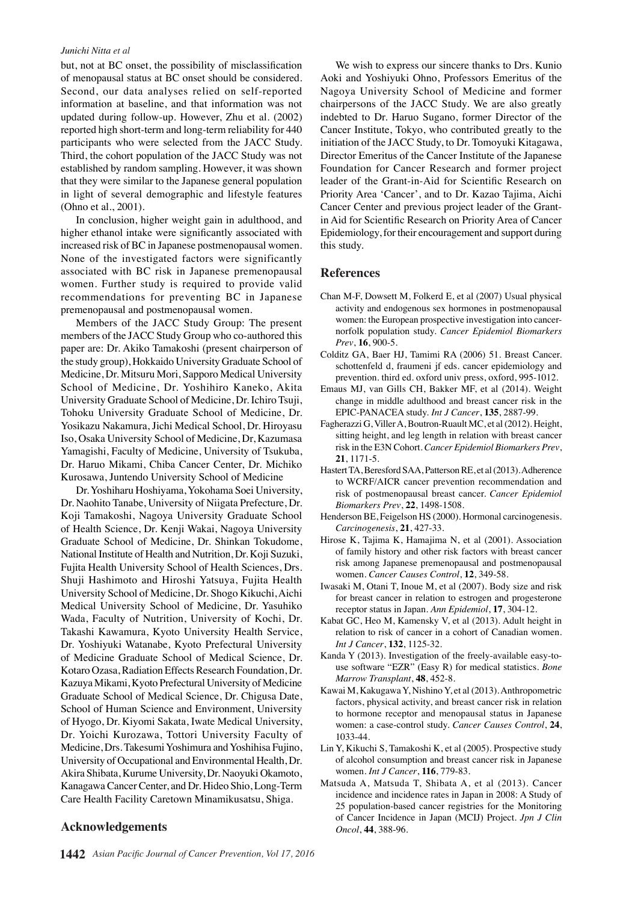but, not at BC onset, the possibility of misclassification of menopausal status at BC onset should be considered. Second, our data analyses relied on self-reported information at baseline, and that information was not updated during follow-up. However, Zhu et al. (2002) reported high short-term and long-term reliability for 440 participants who were selected from the JACC Study. Third, the cohort population of the JACC Study was not established by random sampling. However, it was shown that they were similar to the Japanese general population in light of several demographic and lifestyle features (Ohno et al., 2001).

In conclusion, higher weight gain in adulthood, and higher ethanol intake were significantly associated with increased risk of BC in Japanese postmenopausal women. None of the investigated factors were significantly associated with BC risk in Japanese premenopausal women. Further study is required to provide valid recommendations for preventing BC in Japanese premenopausal and postmenopausal women.

Members of the JACC Study Group: The present members of the JACC Study Group who co-authored this paper are: Dr. Akiko Tamakoshi (present chairperson of the study group), Hokkaido University Graduate School of Medicine, Dr. Mitsuru Mori, Sapporo Medical University School of Medicine, Dr. Yoshihiro Kaneko, Akita University Graduate School of Medicine, Dr. Ichiro Tsuji, Tohoku University Graduate School of Medicine, Dr. Yosikazu Nakamura, Jichi Medical School, Dr. Hiroyasu Iso, Osaka University School of Medicine, Dr, Kazumasa Yamagishi, Faculty of Medicine, University of Tsukuba, Dr. Haruo Mikami, Chiba Cancer Center, Dr. Michiko Kurosawa, Juntendo University School of Medicine

Dr. Yoshiharu Hoshiyama, Yokohama Soei University, Dr. Naohito Tanabe, University of Niigata Prefecture, Dr. Koji Tamakoshi, Nagoya University Graduate School of Health Science, Dr. Kenji Wakai, Nagoya University Graduate School of Medicine, Dr. Shinkan Tokudome, National Institute of Health and Nutrition, Dr. Koji Suzuki, Fujita Health University School of Health Sciences, Drs. Shuji Hashimoto and Hiroshi Yatsuya, Fujita Health University School of Medicine, Dr. Shogo Kikuchi, Aichi Medical University School of Medicine, Dr. Yasuhiko Wada, Faculty of Nutrition, University of Kochi, Dr. Takashi Kawamura, Kyoto University Health Service, Dr. Yoshiyuki Watanabe, Kyoto Prefectural University of Medicine Graduate School of Medical Science, Dr. Kotaro Ozasa, Radiation Effects Research Foundation, Dr. Kazuya Mikami, Kyoto Prefectural University of Medicine Graduate School of Medical Science, Dr. Chigusa Date, School of Human Science and Environment, University of Hyogo, Dr. Kiyomi Sakata, Iwate Medical University, Dr. Yoichi Kurozawa, Tottori University Faculty of Medicine, Drs. Takesumi Yoshimura and Yoshihisa Fujino, University of Occupational and Environmental Health, Dr. Akira Shibata, Kurume University, Dr. Naoyuki Okamoto, Kanagawa Cancer Center, and Dr. Hideo Shio, Long-Term Care Health Facility Caretown Minamikusatsu, Shiga.

## Acknowledgements

We wish to express our sincere thanks to Drs. Kunio Aoki and Yoshiyuki Ohno, Professors Emeritus of the Nagoya University School of Medicine and former chairpersons of the JACC Study. We are also greatly indebted to Dr. Haruo Sugano, former Director of the Cancer Institute, Tokyo, who contributed greatly to the initiation of the JACC Study, to Dr. Tomoyuki Kitagawa, Director Emeritus of the Cancer Institute of the Japanese Foundation for Cancer Research and former project leader of the Grant-in-Aid for Scientific Research on Priority Area 'Cancer', and to Dr. Kazao Tajima, Aichi Cancer Center and previous project leader of the Grant-in Aid for Scientific Research on Priority Area of Cancer Epidemiology, for their encouragement and support during this study.

## References

Chan M-F, Dowsett M, Folkerd E, et al (2007) Usual physical activity and endogenous sex hormones in postmenopausal women: the European prospective investigation into cancer-norfolk population study. *Cancer Epidemiol Biomarkers Prev*, **16**, 900-5.

Colditz GA, Baer HJ, Tamimi RA (2006) 51. Breast Cancer. schottenfeld d, fraumeni jf eds. cancer epidemiology and prevention. third ed. oxford univ press, oxford, 995-1012.

Emaus MJ, van Gills CH, Bakker MF, et al (2014). Weight change in middle adulthood and breast cancer risk in the EPIC-PANACEA study. *Int J Cancer*, **135**, 2887-99.

Fagherazzi G, Viller A, Boutron-Ruault MC, et al (2012). Height, sitting height, and leg length in relation with breast cancer risk in the E3N Cohort. *Cancer Epidemiol Biomarkers Prev*, **21**, 1171-5.

Hastert TA, Beresford SAA, Patterson RE, et al (2013). Adherence to WCRF/AICR cancer prevention recommendation and risk of postmenopausal breast cancer. *Cancer Epidemiol Biomarkers Prev*, **22**, 1498-1508.

Henderson BE, Feigelson HS (2000). Hormonal carcinogenesis. *Carcinogenesis*, **21**, 427-33.

Hirose K, Tajima K, Hamajima N, et al (2001). Association of family history and other risk factors with breast cancer risk among Japanese premenopausal and postmenopausal women. *Cancer Causes Control*, **12**, 349-58.

Iwasaki M, Otani T, Inoue M, et al (2007). Body size and risk for breast cancer in relation to estrogen and progesterone receptor status in Japan. *Ann Epidemiol*, **17**, 304-12.

Kabat GC, Heo M, Kamensky V, et al (2013). Adult height in relation to risk of cancer in a cohort of Canadian women. *Int J Cancer*, **132**, 1125-32.

Kanda Y (2013). Investigation of the freely-available easy-to-use software "EZR" (Easy R) for medical statistics. *Bone Marrow Transplant*, **48**, 452-8.

Kawai M, Kakugawa Y, Nishino Y, et al (2013). Anthropometric factors, physical activity, and breast cancer risk in relation to hormone receptor and menopausal status in Japanese women: a case-control study. *Cancer Causes Control*, **24**, 1033-44.

Lin Y, Kikuchi S, Tamakoshi K, et al (2005). Prospective study of alcohol consumption and breast cancer risk in Japanese women. *Int J Cancer*, **116**, 779-83.

Matsuda A, Matsuda T, Shibata A, et al (2013). Cancer incidence and incidence rates in Japan in 2008: A Study of 25 population-based cancer registries for the Monitoring of Cancer Incidence in Japan (MCIJ) Project. *Jpn J Clin Oncol*, **44**, 388-96.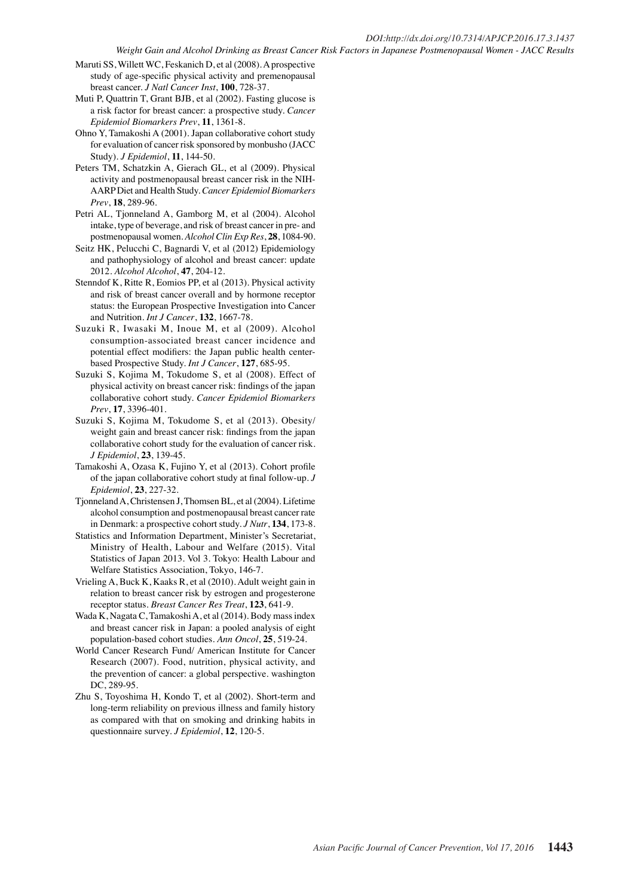Maruti SS, Willett WC, Feskanich D, et al (2008). A prospective study of age-specific physical activity and premenopausal breast cancer. *J Natl Cancer Inst*, **100**, 728-37.

Muti P, Quattrin T, Grant BJB, et al (2002). Fasting glucose is a risk factor for breast cancer: a prospective study. *Cancer Epidemiol Biomarkers Prev*, **11**, 1361-8.

Ohno Y, Tamakoshi A (2001). Japan collaborative cohort study for evaluation of cancer risk sponsored by monbusho (JACC Study). *J Epidemiol*, **11**, 144-50.

Peters TM, Schatzkin A, Gierach GL, et al (2009). Physical activity and postmenopausal breast cancer risk in the NIH-AARP Diet and Health Study. *Cancer Epidemiol Biomarkers Prev*, **18**, 289-96.

Petri AL, Tjonneland A, Gamborg M, et al (2004). Alcohol intake, type of beverage, and risk of breast cancer in pre- and postmenopausal women. *Alcohol Clin Exp Res*, **28**, 1084-90.

Seitz HK, Pelucchi C, Bagnardi V, et al (2012) Epidemiology and pathophysiology of alcohol and breast cancer: update 2012. *Alcohol Alcohol*, **47**, 204-12.

Stenndof K, Ritte R, Eomios PP, et al (2013). Physical activity and risk of breast cancer overall and by hormone receptor status: the European Prospective Investigation into Cancer and Nutrition. *Int J Cancer*, **132**, 1667-78.

Suzuki R, Iwasaki M, Inoue M, et al (2009). Alcohol consumption-associated breast cancer incidence and potential effect modifiers: the Japan public health center-based Prospective Study. *Int J Cancer*, **127**, 685-95.

Suzuki S, Kojima M, Tokudome S, et al (2008). Effect of physical activity on breast cancer risk: findings of the japan collaborative cohort study. *Cancer Epidemiol Biomarkers Prev*, **17**, 3396-401.

Suzuki S, Kojima M, Tokudome S, et al (2013). Obesity/weight gain and breast cancer risk: findings from the japan collaborative cohort study for the evaluation of cancer risk. *J Epidemiol*, **23**, 139-45.

Tamakoshi A, Ozasa K, Fujino Y, et al (2013). Cohort profile of the japan collaborative cohort study at final follow-up. *J Epidemiol*, **23**, 227-32.

Tjonneland A, Christensen J, Thomsen BL, et al (2004). Lifetime alcohol consumption and postmenopausal breast cancer rate in Denmark: a prospective cohort study. *J Nutr*, **134**, 173-8.

Statistics and Information Department, Minister's Secretariat, Ministry of Health, Labour and Welfare (2015). Vital Statistics of Japan 2013. Vol 3. Tokyo: Health Labour and Welfare Statistics Association, Tokyo, 146-7.

Vrieling A, Buck K, Kaaks R, et al (2010). Adult weight gain in relation to breast cancer risk by estrogen and progesterone receptor status. *Breast Cancer Res Treat*, **123**, 641-9.

Wada K, Nagata C, Tamakoshi A, et al (2014). Body mass index and breast cancer risk in Japan: a pooled analysis of eight population-based cohort studies. *Ann Oncol*, **25**, 519-24.

World Cancer Research Fund/ American Institute for Cancer Research (2007). Food, nutrition, physical activity, and the prevention of cancer: a global perspective. washington DC, 289-95.

Zhu S, Toyoshima H, Kondo T, et al (2002). Short-term and long-term reliability on previous illness and family history as compared with that on smoking and drinking habits in questionnaire survey. *J Epidemiol*, **12**, 120-5.